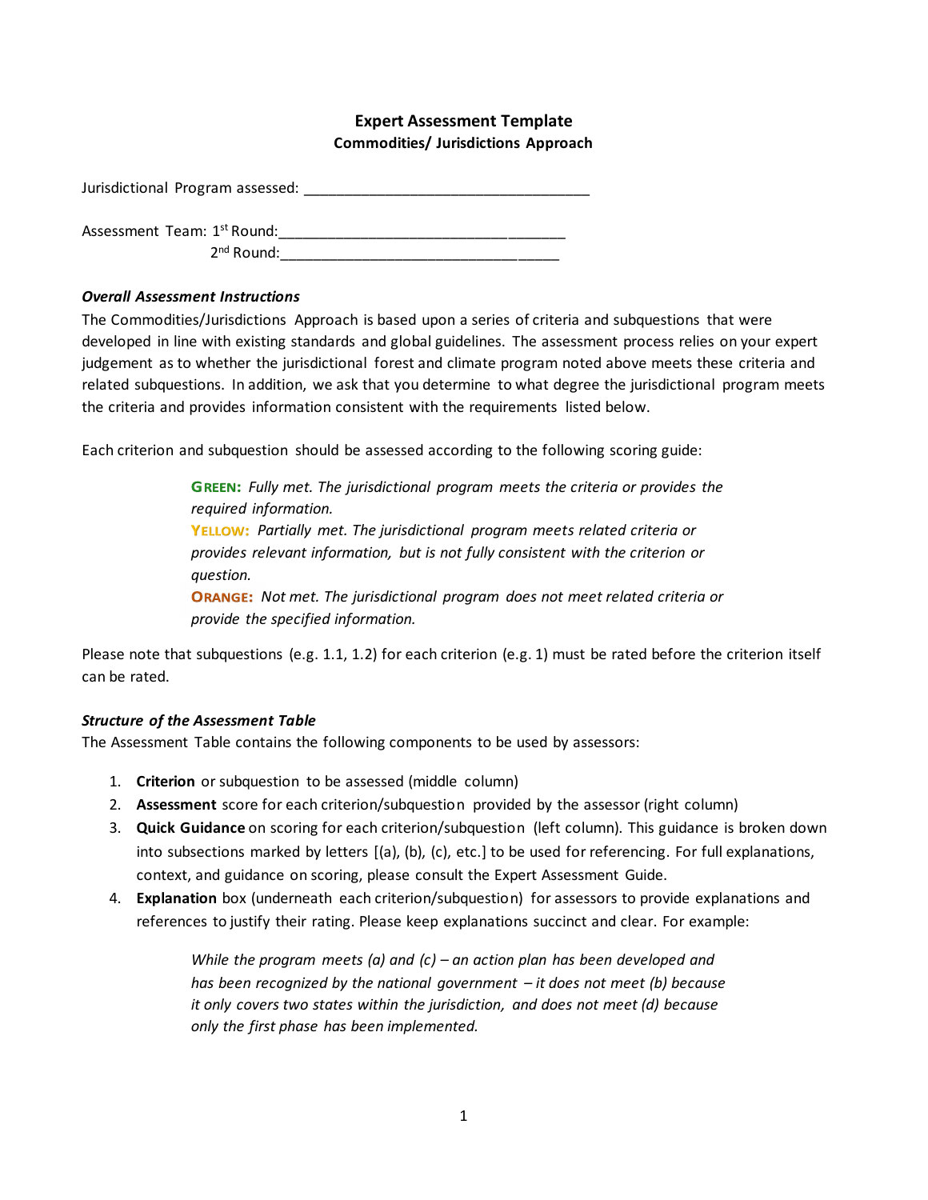# Expert Assessment Template

## Commodities/ Jurisdictions Approach

Jurisdictional Program assessed: ___________________________________

Assessment Team: 1st Round:___________________________________

2nd Round:___________________________________

***Overall Assessment Instructions***

The Commodities/Jurisdictions Approach is based upon a series of criteria and subquestions that were developed in line with existing standards and global guidelines. The assessment process relies on your expert judgement as to whether the jurisdictional forest and climate program noted above meets these criteria and related subquestions. In addition, we ask that you determine to what degree the jurisdictional program meets the criteria and provides information consistent with the requirements listed below.

Each criterion and subquestion should be assessed according to the following scoring guide:

> **GREEN:** *Fully met. The jurisdictional program meets the criteria or provides the required information.*
> **YELLOW:** *Partially met. The jurisdictional program meets related criteria or provides relevant information, but is not fully consistent with the criterion or question.*
> **ORANGE:** *Not met. The jurisdictional program does not meet related criteria or provide the specified information.*

Please note that subquestions (e.g. 1.1, 1.2) for each criterion (e.g. 1) must be rated before the criterion itself can be rated.

***Structure of the Assessment Table***

The Assessment Table contains the following components to be used by assessors:

1. **Criterion** or subquestion to be assessed (middle column)
2. **Assessment** score for each criterion/subquestion provided by the assessor (right column)
3. **Quick Guidance** on scoring for each criterion/subquestion (left column). This guidance is broken down into subsections marked by letters [(a), (b), (c), etc.] to be used for referencing. For full explanations, context, and guidance on scoring, please consult the Expert Assessment Guide.
4. **Explanation** box (underneath each criterion/subquestion) for assessors to provide explanations and references to justify their rating. Please keep explanations succinct and clear. For example:

> *While the program meets (a) and (c) – an action plan has been developed and has been recognized by the national government – it does not meet (b) because it only covers two states within the jurisdiction, and does not meet (d) because only the first phase has been implemented.*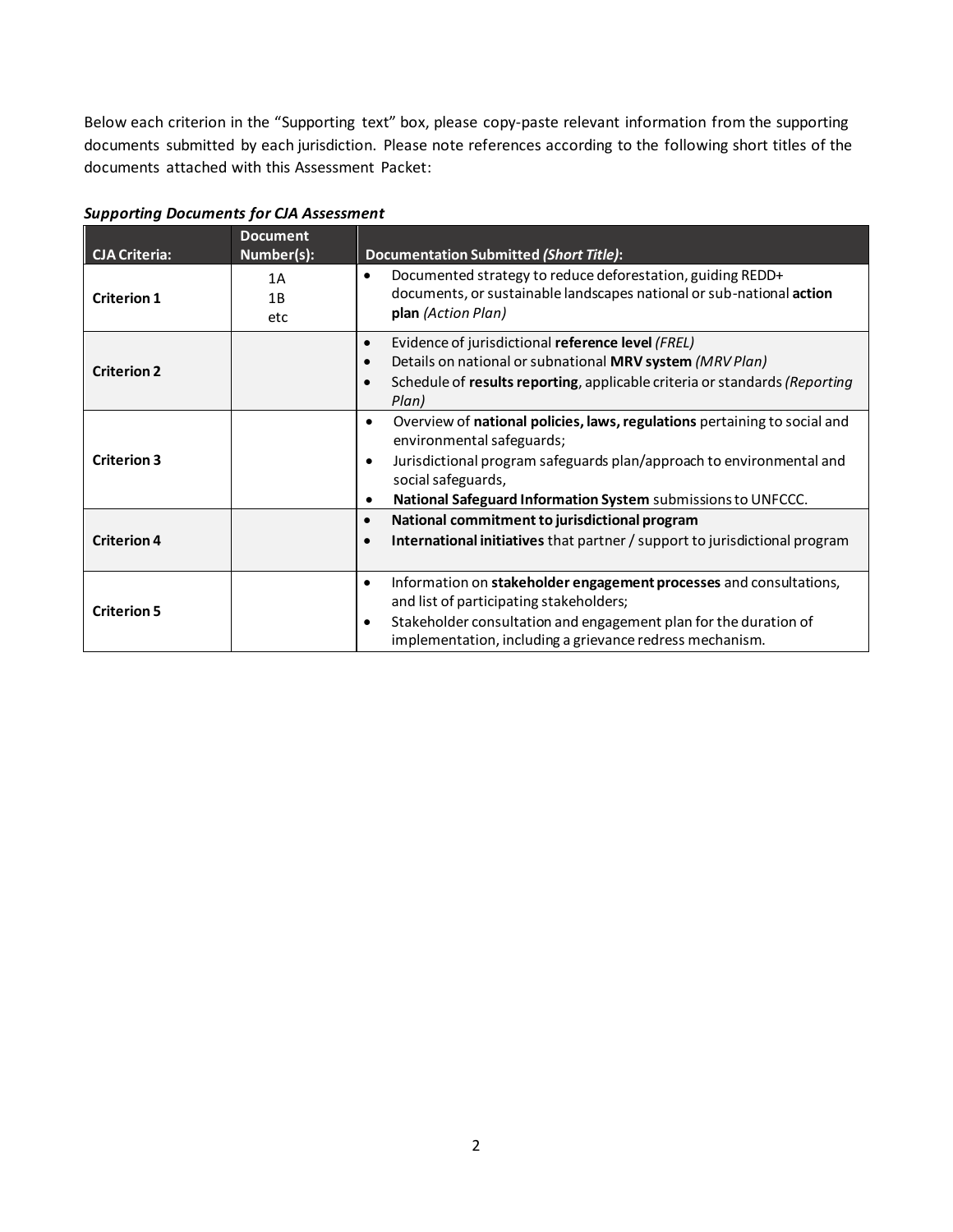Below each criterion in the "Supporting text" box, please copy-paste relevant information from the supporting documents submitted by each jurisdiction. Please note references according to the following short titles of the documents attached with this Assessment Packet:

***Supporting Documents for CJA Assessment***

| CJA Criteria: | Document Number(s): | Documentation Submitted *(Short Title)*: |
|---|---|---|
| **Criterion 1** | 1A<br>1B<br>etc | • Documented strategy to reduce deforestation, guiding REDD+ documents, or sustainable landscapes national or sub-national **action plan** *(Action Plan)* |
| **Criterion 2** | | • Evidence of jurisdictional **reference level** *(FREL)*<br>• Details on national or subnational **MRV system** *(MRV Plan)*<br>• Schedule of **results reporting**, applicable criteria or standards *(Reporting Plan)* |
| **Criterion 3** | | • Overview of **national policies, laws, regulations** pertaining to social and environmental safeguards;<br>• Jurisdictional program safeguards plan/approach to environmental and social safeguards,<br>• **National Safeguard Information System** submissions to UNFCCC. |
| **Criterion 4** | | • **National commitment to jurisdictional program**<br>• **International initiatives** that partner / support to jurisdictional program |
| **Criterion 5** | | • Information on **stakeholder engagement processes** and consultations, and list of participating stakeholders;<br>• Stakeholder consultation and engagement plan for the duration of implementation, including a grievance redress mechanism. |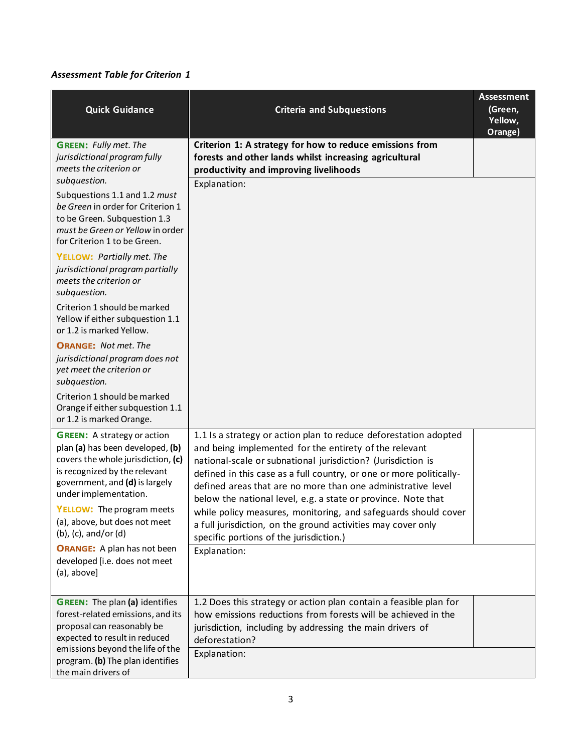*Assessment Table for Criterion 1*

| Quick Guidance | Criteria and Subquestions | Assessment (Green, Yellow, Orange) |
|---|---|---|
| **GREEN:** *Fully met. The jurisdictional program fully meets the criterion or subquestion.* Subquestions 1.1 and 1.2 *must be Green* in order for Criterion 1 to be Green. Subquestion 1.3 *must be Green or Yellow* in order for Criterion 1 to be Green. **YELLOW:** *Partially met. The jurisdictional program partially meets the criterion or subquestion.* Criterion 1 should be marked Yellow if either subquestion 1.1 or 1.2 is marked Yellow. **ORANGE:** *Not met. The jurisdictional program does not yet meet the criterion or subquestion.* Criterion 1 should be marked Orange if either subquestion 1.1 or 1.2 is marked Orange. | **Criterion 1: A strategy for how to reduce emissions from forests and other lands whilst increasing agricultural productivity and improving livelihoods** | |
| | Explanation: | |
| **GREEN:** A strategy or action plan **(a)** has been developed, **(b)** covers the whole jurisdiction, **(c)** is recognized by the relevant government, and **(d)** is largely under implementation. **YELLOW:** The program meets (a), above, but does not meet (b), (c), and/or (d) **ORANGE:** A plan has not been developed [i.e. does not meet (a), above] | 1.1 Is a strategy or action plan to reduce deforestation adopted and being implemented for the entirety of the relevant national-scale or subnational jurisdiction? (Jurisdiction is defined in this case as a full country, or one or more politically-defined areas that are no more than one administrative level below the national level, e.g. a state or province. Note that while policy measures, monitoring, and safeguards should cover a full jurisdiction, on the ground activities may cover only specific portions of the jurisdiction.) | |
| | Explanation: | |
| **GREEN:** The plan **(a)** identifies forest-related emissions, and its proposal can reasonably be expected to result in reduced emissions beyond the life of the program. **(b)** The plan identifies the main drivers of | 1.2 Does this strategy or action plan contain a feasible plan for how emissions reductions from forests will be achieved in the jurisdiction, including by addressing the main drivers of deforestation? | |
| | Explanation: | |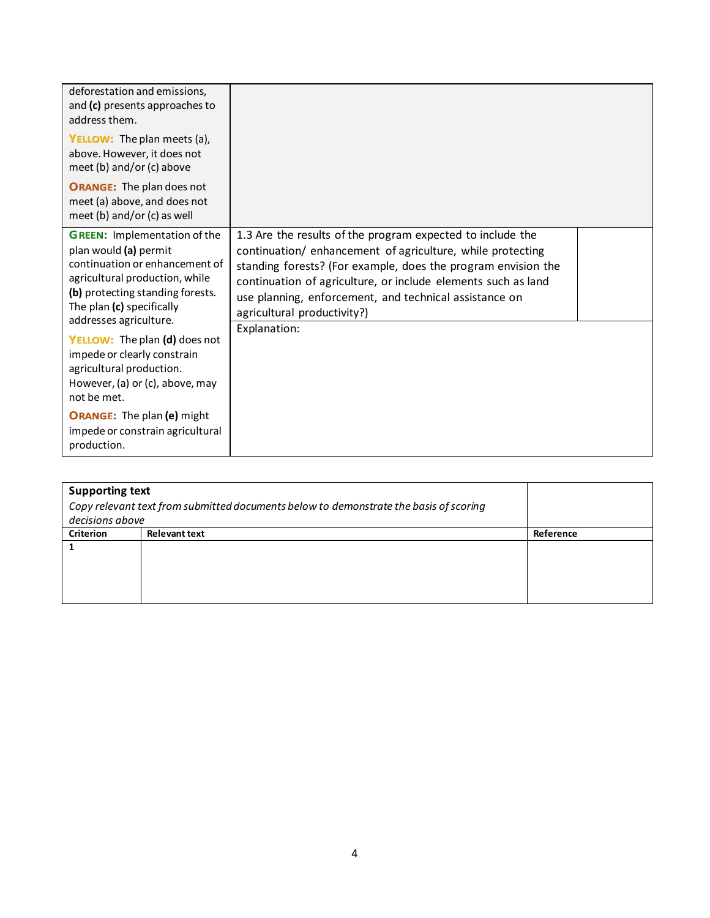| | | |
|---|---|---|
| deforestation and emissions, and **(c)** presents approaches to address them.<br><br>**YELLOW:** The plan meets (a), above. However, it does not meet (b) and/or (c) above<br><br>**ORANGE:** The plan does not meet (a) above, and does not meet (b) and/or (c) as well | | |
| **GREEN:** Implementation of the plan would **(a)** permit continuation or enhancement of agricultural production, while **(b)** protecting standing forests. The plan **(c)** specifically addresses agriculture.<br><br>**YELLOW:** The plan **(d)** does not impede or clearly constrain agricultural production. However, (a) or (c), above, may not be met.<br><br>**ORANGE:** The plan **(e)** might impede or constrain agricultural production. | 1.3 Are the results of the program expected to include the continuation/ enhancement of agriculture, while protecting standing forests? (For example, does the program envision the continuation of agriculture, or include elements such as land use planning, enforcement, and technical assistance on agricultural productivity?)<br><br>Explanation: | |

| **Supporting text**<br>*Copy relevant text from submitted documents below to demonstrate the basis of scoring decisions above* | | |
|---|---|---|
| **Criterion** | **Relevant text** | **Reference** |
| **1** | | |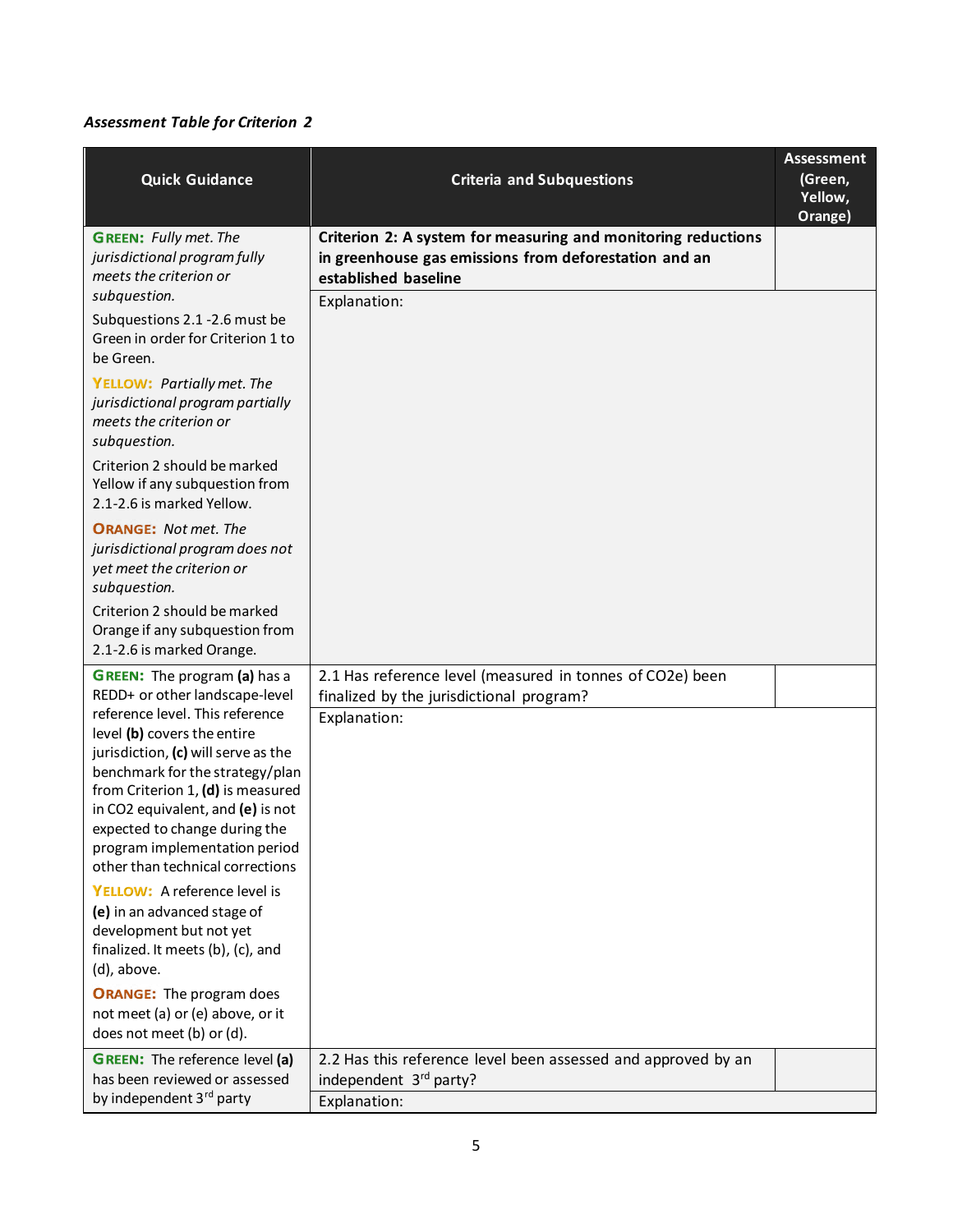***Assessment Table for Criterion 2***

| Quick Guidance | Criteria and Subquestions | Assessment (Green, Yellow, Orange) |
|---|---|---|
| **GREEN:** *Fully met. The jurisdictional program fully meets the criterion or subquestion.* Subquestions 2.1 -2.6 must be Green in order for Criterion 1 to be Green. **YELLOW:** *Partially met. The jurisdictional program partially meets the criterion or subquestion.* Criterion 2 should be marked Yellow if any subquestion from 2.1-2.6 is marked Yellow. **ORANGE:** *Not met. The jurisdictional program does not yet meet the criterion or subquestion.* Criterion 2 should be marked Orange if any subquestion from 2.1-2.6 is marked Orange. | **Criterion 2: A system for measuring and monitoring reductions in greenhouse gas emissions from deforestation and an established baseline** | |
| | Explanation: | |
| **GREEN:** The program **(a)** has a REDD+ or other landscape-level reference level. This reference level **(b)** covers the entire jurisdiction, **(c)** will serve as the benchmark for the strategy/plan from Criterion 1, **(d)** is measured in CO2 equivalent, and **(e)** is not expected to change during the program implementation period other than technical corrections **YELLOW:** A reference level is **(e)** in an advanced stage of development but not yet finalized. It meets (b), (c), and (d), above. **ORANGE:** The program does not meet (a) or (e) above, or it does not meet (b) or (d). | 2.1 Has reference level (measured in tonnes of CO2e) been finalized by the jurisdictional program? | |
| | Explanation: | |
| **GREEN:** The reference level **(a)** has been reviewed or assessed by independent 3rd party | 2.2 Has this reference level been assessed and approved by an independent 3rd party? | |
| | Explanation: | |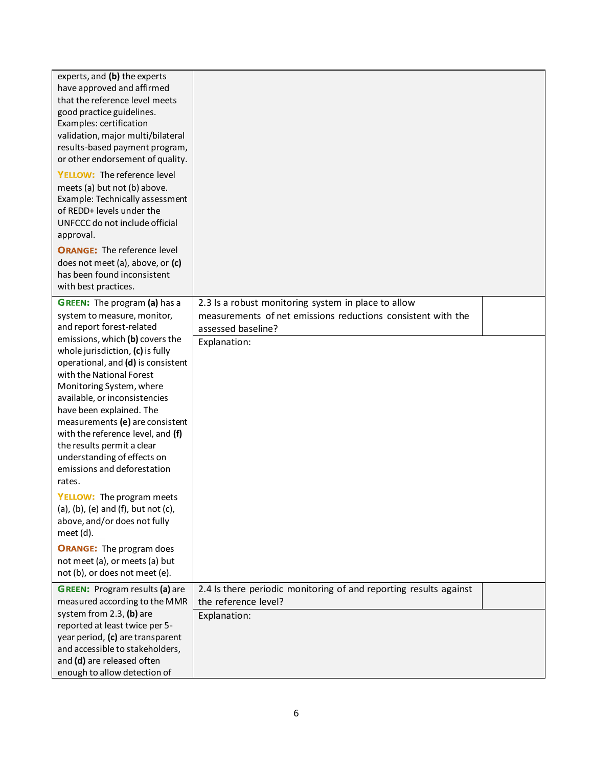| | | |
|---|---|---|
| experts, and **(b)** the experts have approved and affirmed that the reference level meets good practice guidelines. Examples: certification validation, major multi/bilateral results-based payment program, or other endorsement of quality.<br><br>**YELLOW:** The reference level meets (a) but not (b) above. Example: Technically assessment of REDD+ levels under the UNFCCC do not include official approval.<br><br>**ORANGE:** The reference level does not meet (a), above, or **(c)** has been found inconsistent with best practices. | | |
| **GREEN:** The program **(a)** has a system to measure, monitor, and report forest-related emissions, which **(b)** covers the whole jurisdiction, **(c)** is fully operational, and **(d)** is consistent with the National Forest Monitoring System, where available, or inconsistencies have been explained. The measurements **(e)** are consistent with the reference level, and **(f)** the results permit a clear understanding of effects on emissions and deforestation rates.<br><br>**YELLOW:** The program meets (a), (b), (e) and (f), but not (c), above, and/or does not fully meet (d).<br><br>**ORANGE:** The program does not meet (a), or meets (a) but not (b), or does not meet (e). | 2.3 Is a robust monitoring system in place to allow measurements of net emissions reductions consistent with the assessed baseline?<br><br>Explanation: | |
| **GREEN:** Program results **(a)** are measured according to the MMR system from 2.3, **(b)** are reported at least twice per 5-year period, **(c)** are transparent and accessible to stakeholders, and **(d)** are released often enough to allow detection of | 2.4 Is there periodic monitoring of and reporting results against the reference level?<br><br>Explanation: | |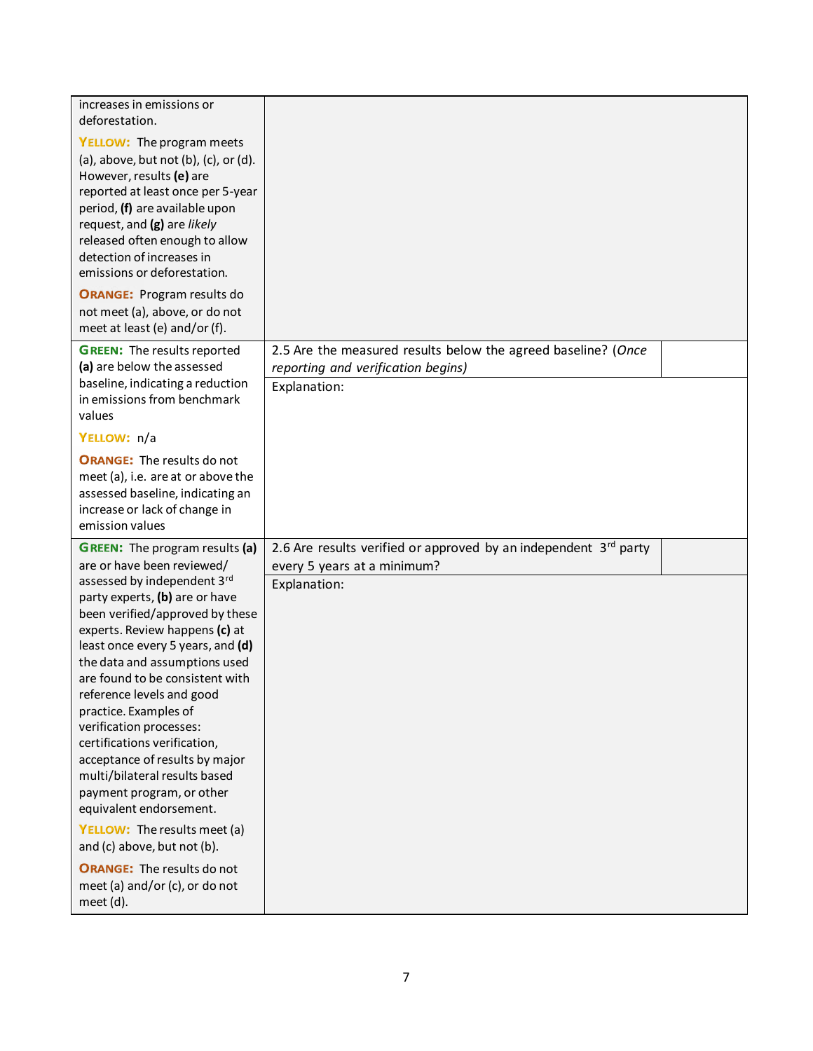| | | |
|---|---|---|
| increases in emissions or deforestation.<br><br>**YELLOW:** The program meets (a), above, but not (b), (c), or (d). However, results **(e)** are reported at least once per 5-year period, **(f)** are available upon request, and **(g)** are *likely* released often enough to allow detection of increases in emissions or deforestation.<br><br>**ORANGE:** Program results do not meet (a), above, or do not meet at least (e) and/or (f). | | |
| **GREEN:** The results reported **(a)** are below the assessed baseline, indicating a reduction in emissions from benchmark values<br><br>**YELLOW:** n/a<br><br>**ORANGE:** The results do not meet (a), i.e. are at or above the assessed baseline, indicating an increase or lack of change in emission values | 2.5 Are the measured results below the agreed baseline? (*Once reporting and verification begins)*<br><br>Explanation: | |
| **GREEN:** The program results **(a)** are or have been reviewed/ assessed by independent 3rd party experts, **(b)** are or have been verified/approved by these experts. Review happens **(c)** at least once every 5 years, and **(d)** the data and assumptions used are found to be consistent with reference levels and good practice. Examples of verification processes: certifications verification, acceptance of results by major multi/bilateral results based payment program, or other equivalent endorsement.<br><br>**YELLOW:** The results meet (a) and (c) above, but not (b).<br><br>**ORANGE:** The results do not meet (a) and/or (c), or do not meet (d). | 2.6 Are results verified or approved by an independent 3rd party every 5 years at a minimum?<br><br>Explanation: | |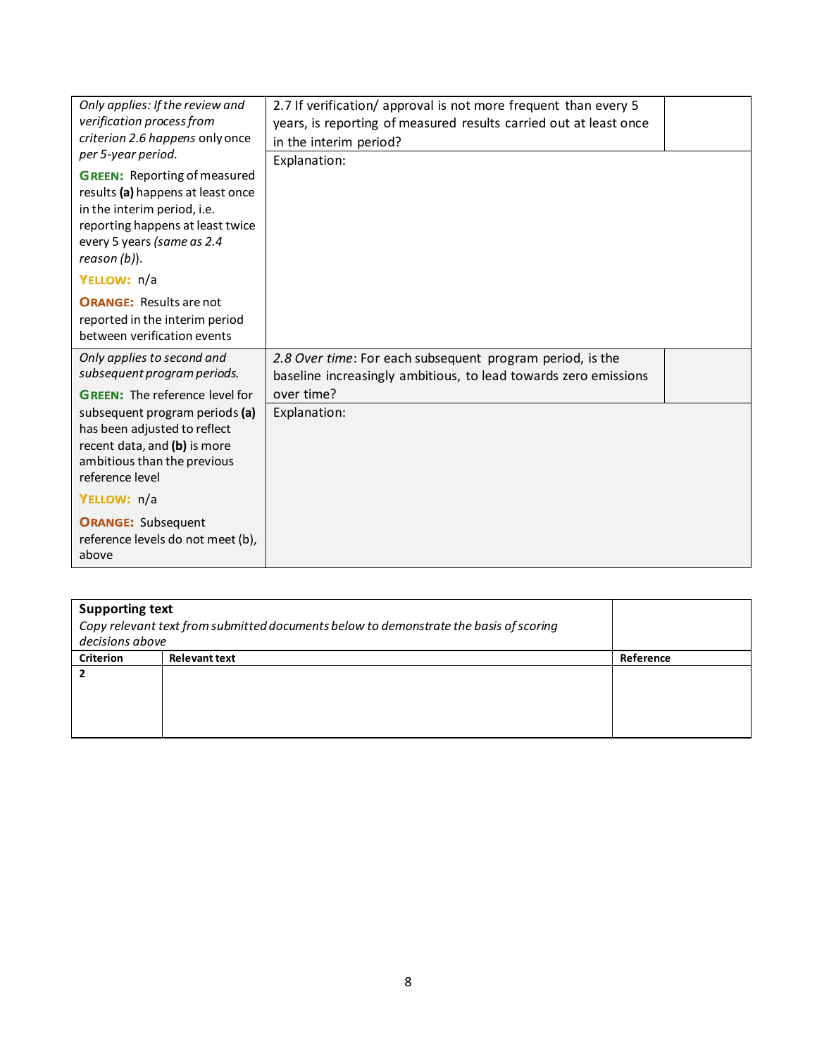| | | |
|---|---|---|
| *Only applies: If the review and verification process from criterion 2.6 happens only once per 5-year period.*<br><br>**GREEN:** Reporting of measured results **(a)** happens at least once in the interim period, i.e. reporting happens at least twice every 5 years *(same as 2.4 reason (b))*.<br><br>**YELLOW:** n/a<br><br>**ORANGE:** Results are not reported in the interim period between verification events | 2.7 If verification/ approval is not more frequent than every 5 years, is reporting of measured results carried out at least once in the interim period?<br><br>Explanation: | |
| *Only applies to second and subsequent program periods.*<br><br>**GREEN:** The reference level for subsequent program periods **(a)** has been adjusted to reflect recent data, and **(b)** is more ambitious than the previous reference level<br><br>**YELLOW:** n/a<br><br>**ORANGE:** Subsequent reference levels do not meet (b), above | *2.8 Over time*: For each subsequent program period, is the baseline increasingly ambitious, to lead towards zero emissions over time?<br><br>Explanation: | |

| **Supporting text**<br>*Copy relevant text from submitted documents below to demonstrate the basis of scoring decisions above* | | |
|---|---|---|
| **Criterion** | **Relevant text** | **Reference** |
| **2** | | |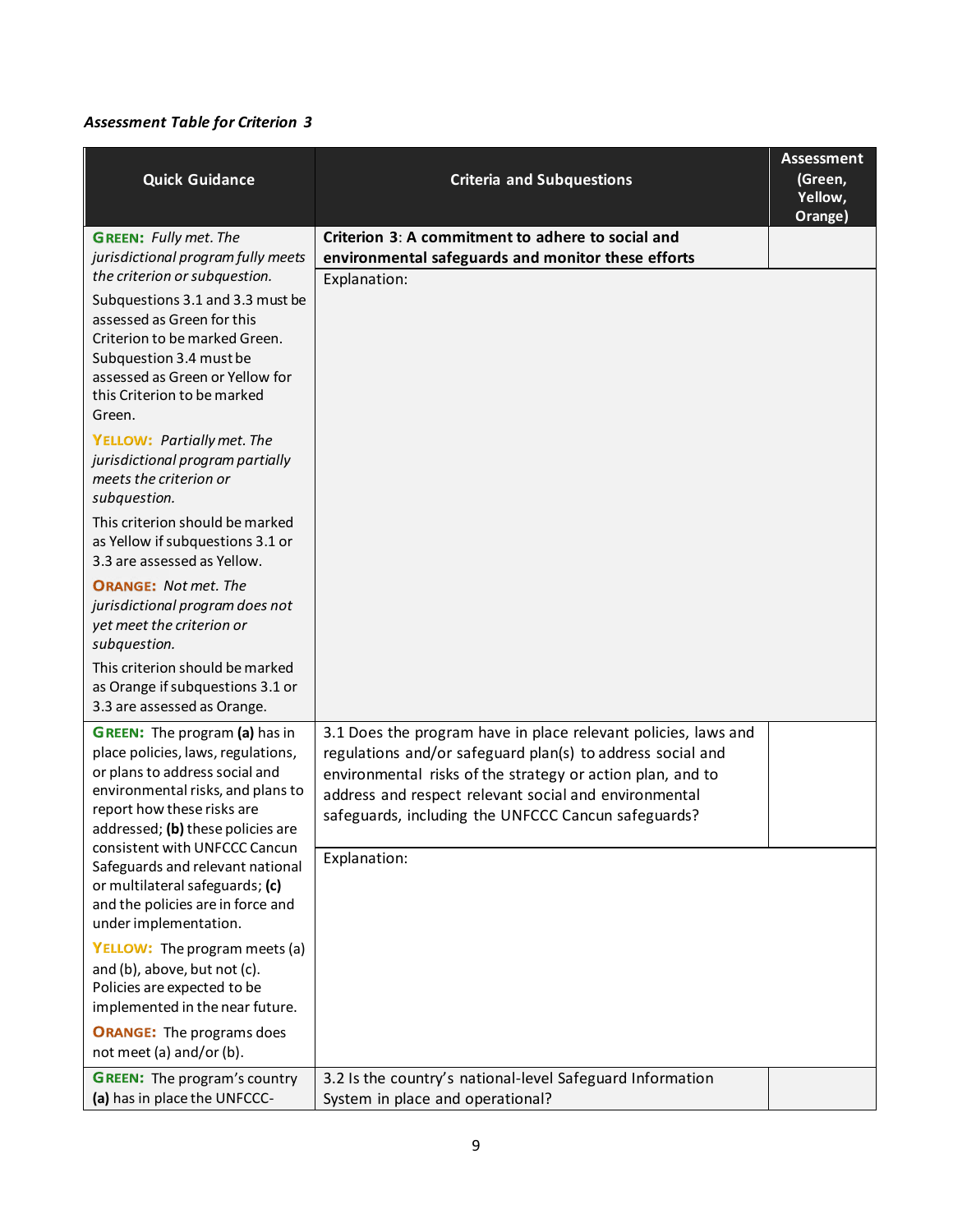*Assessment Table for Criterion 3*

| Quick Guidance | Criteria and Subquestions | Assessment (Green, Yellow, Orange) |
|---|---|---|
| **GREEN:** *Fully met. The jurisdictional program fully meets the criterion or subquestion.* Subquestions 3.1 and 3.3 must be assessed as Green for this Criterion to be marked Green. Subquestion 3.4 must be assessed as Green or Yellow for this Criterion to be marked Green. **YELLOW:** *Partially met. The jurisdictional program partially meets the criterion or subquestion.* This criterion should be marked as Yellow if subquestions 3.1 or 3.3 are assessed as Yellow. **ORANGE:** *Not met. The jurisdictional program does not yet meet the criterion or subquestion.* This criterion should be marked as Orange if subquestions 3.1 or 3.3 are assessed as Orange. | **Criterion 3: A commitment to adhere to social and environmental safeguards and monitor these efforts** Explanation: | |
| **GREEN:** The program **(a)** has in place policies, laws, regulations, or plans to address social and environmental risks, and plans to report how these risks are addressed; **(b)** these policies are consistent with UNFCCC Cancun Safeguards and relevant national or multilateral safeguards; **(c)** and the policies are in force and under implementation. **YELLOW:** The program meets (a) and (b), above, but not (c). Policies are expected to be implemented in the near future. **ORANGE:** The programs does not meet (a) and/or (b). | 3.1 Does the program have in place relevant policies, laws and regulations and/or safeguard plan(s) to address social and environmental risks of the strategy or action plan, and to address and respect relevant social and environmental safeguards, including the UNFCCC Cancun safeguards? Explanation: | |
| **GREEN:** The program's country **(a)** has in place the UNFCCC- | 3.2 Is the country's national-level Safeguard Information System in place and operational? | |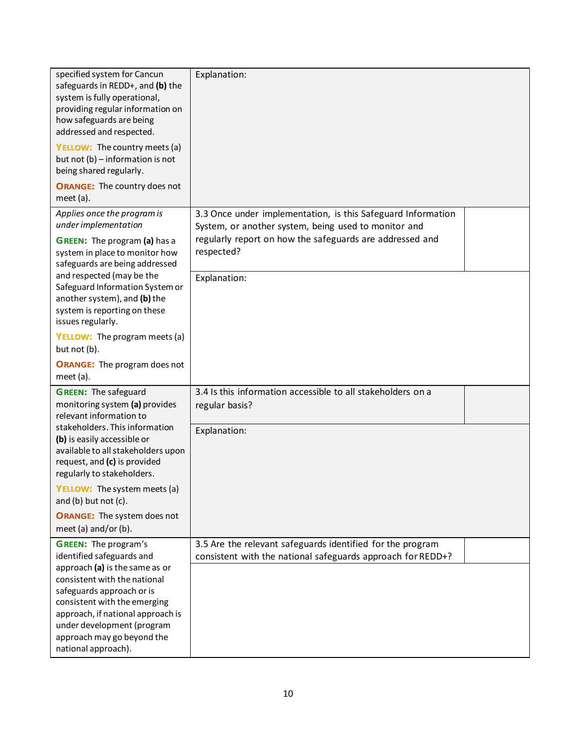| | | |
|---|---|---|
| specified system for Cancun safeguards in REDD+, and **(b)** the system is fully operational, providing regular information on how safeguards are being addressed and respected.<br><br>**YELLOW:** The country meets (a) but not (b) – information is not being shared regularly.<br><br>**ORANGE:** The country does not meet (a). | Explanation: | |
| *Applies once the program is under implementation*<br><br>**GREEN:** The program **(a)** has a system in place to monitor how safeguards are being addressed and respected (may be the Safeguard Information System or another system), and **(b)** the system is reporting on these issues regularly.<br><br>**YELLOW:** The program meets (a) but not (b).<br><br>**ORANGE:** The program does not meet (a). | 3.3 Once under implementation, is this Safeguard Information System, or another system, being used to monitor and regularly report on how the safeguards are addressed and respected?<br><br>Explanation: | |
| **GREEN:** The safeguard monitoring system **(a)** provides relevant information to stakeholders. This information **(b)** is easily accessible or available to all stakeholders upon request, and **(c)** is provided regularly to stakeholders.<br><br>**YELLOW:** The system meets (a) and (b) but not (c).<br><br>**ORANGE:** The system does not meet (a) and/or (b). | 3.4 Is this information accessible to all stakeholders on a regular basis?<br><br>Explanation: | |
| **GREEN:** The program's identified safeguards and approach **(a)** is the same as or consistent with the national safeguards approach or is consistent with the emerging approach, if national approach is under development (program approach may go beyond the national approach). | 3.5 Are the relevant safeguards identified for the program consistent with the national safeguards approach for REDD+? | |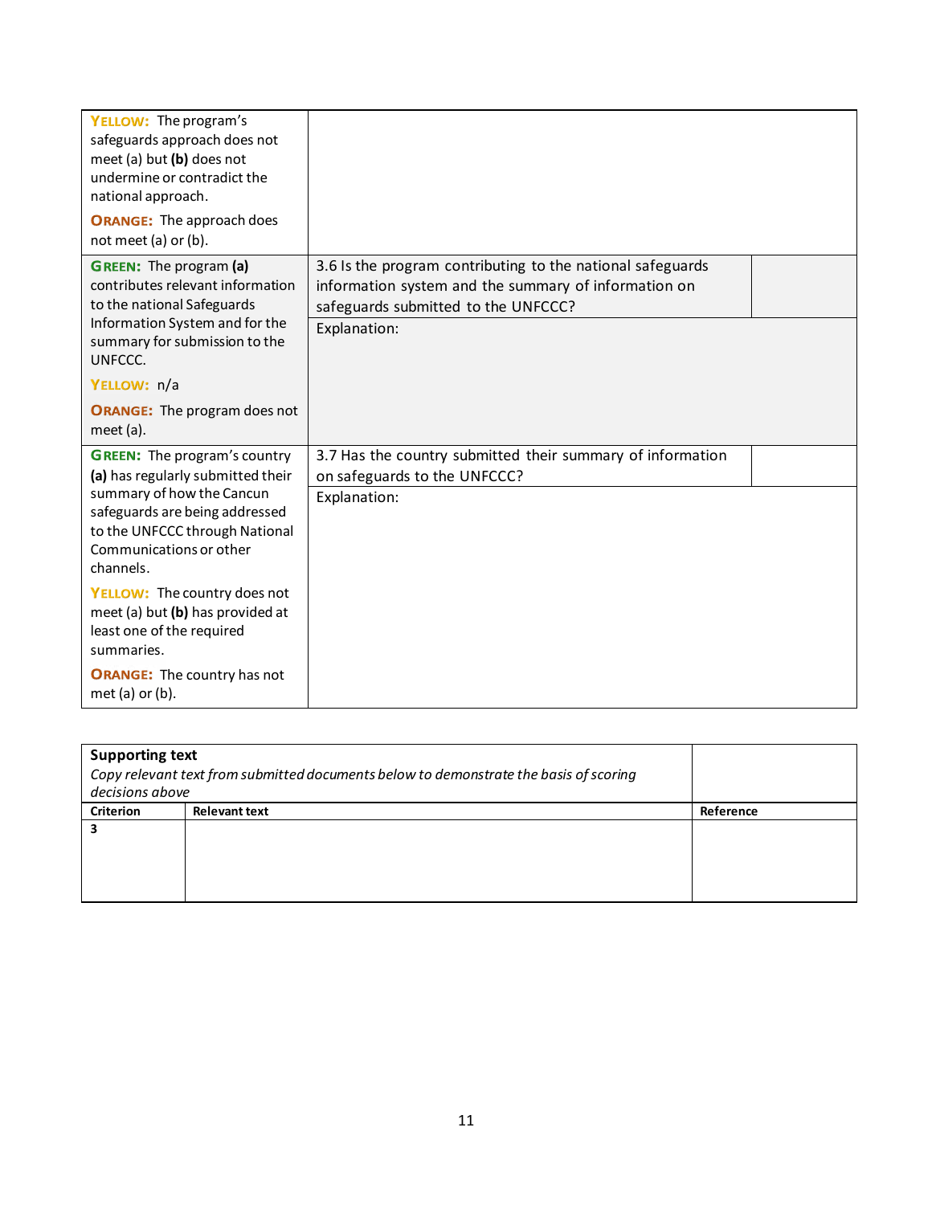| | | |
|---|---|---|
| **YELLOW:** The program's safeguards approach does not meet (a) but **(b)** does not undermine or contradict the national approach.<br><br>**ORANGE:** The approach does not meet (a) or (b). | | |
| **GREEN:** The program **(a)** contributes relevant information to the national Safeguards Information System and for the summary for submission to the UNFCCC.<br><br>**YELLOW:** n/a<br><br>**ORANGE:** The program does not meet (a). | 3.6 Is the program contributing to the national safeguards information system and the summary of information on safeguards submitted to the UNFCCC?<br><br>Explanation: | |
| **GREEN:** The program's country **(a)** has regularly submitted their summary of how the Cancun safeguards are being addressed to the UNFCCC through National Communications or other channels.<br><br>**YELLOW:** The country does not meet (a) but **(b)** has provided at least one of the required summaries.<br><br>**ORANGE:** The country has not met (a) or (b). | 3.7 Has the country submitted their summary of information on safeguards to the UNFCCC?<br><br>Explanation: | |

| **Supporting text**<br>*Copy relevant text from submitted documents below to demonstrate the basis of scoring decisions above* | | |
|---|---|---|
| **Criterion** | **Relevant text** | **Reference** |
| **3** | | |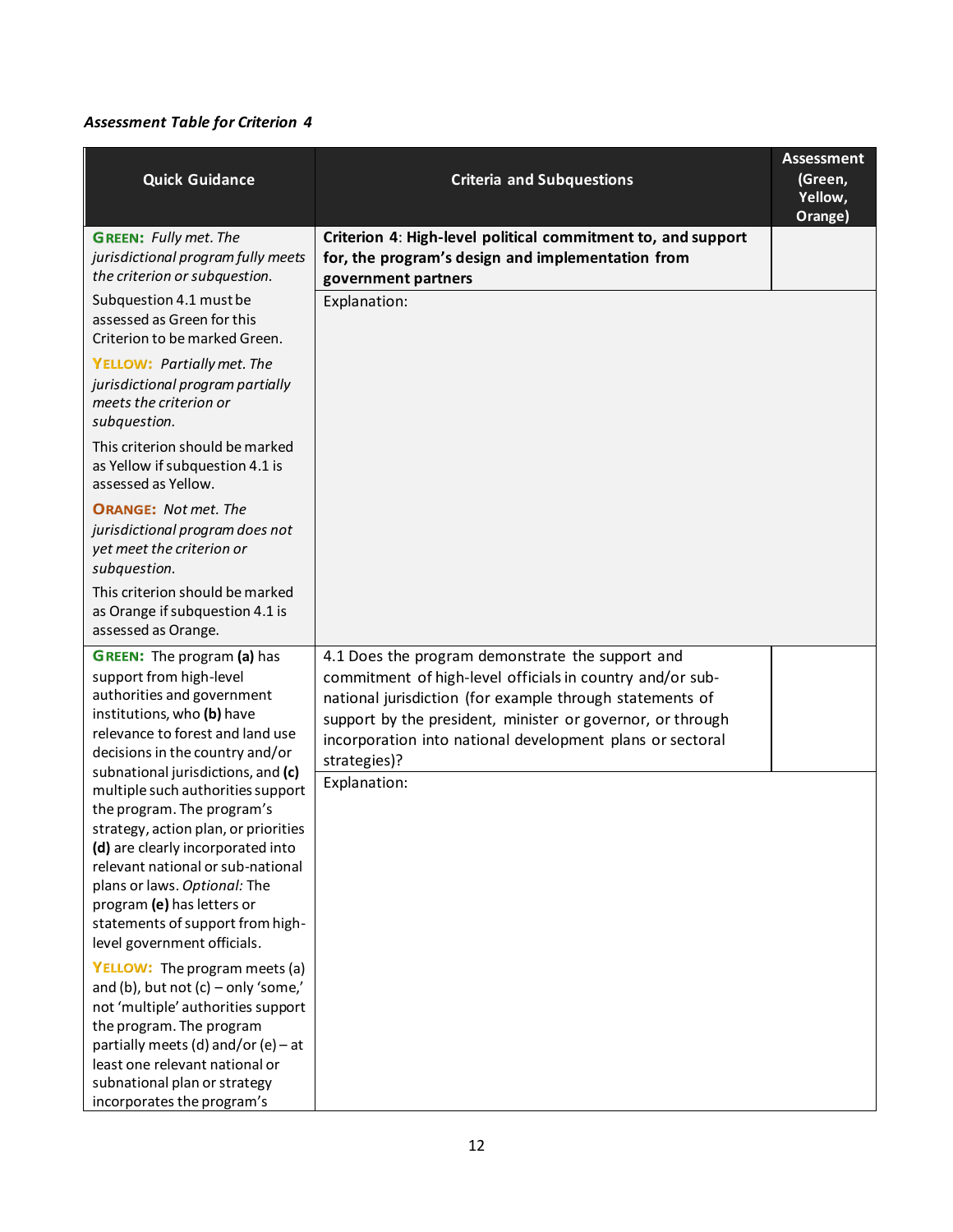*Assessment Table for Criterion 4*

| Quick Guidance | Criteria and Subquestions | Assessment (Green, Yellow, Orange) |
|---|---|---|
| **GREEN:** *Fully met. The jurisdictional program fully meets the criterion or subquestion.*<br><br>Subquestion 4.1 must be assessed as Green for this Criterion to be marked Green.<br><br>**YELLOW:** *Partially met. The jurisdictional program partially meets the criterion or subquestion.*<br><br>This criterion should be marked as Yellow if subquestion 4.1 is assessed as Yellow.<br><br>**ORANGE:** *Not met. The jurisdictional program does not yet meet the criterion or subquestion.*<br><br>This criterion should be marked as Orange if subquestion 4.1 is assessed as Orange. | **Criterion 4: High-level political commitment to, and support for, the program's design and implementation from government partners**<br><br>Explanation: | |
| **GREEN:** The program **(a)** has support from high-level authorities and government institutions, who **(b)** have relevance to forest and land use decisions in the country and/or subnational jurisdictions, and **(c)** multiple such authorities support the program. The program's strategy, action plan, or priorities **(d)** are clearly incorporated into relevant national or sub-national plans or laws. *Optional:* The program **(e)** has letters or statements of support from high-level government officials.<br><br>**YELLOW:** The program meets (a) and (b), but not (c) – only 'some,' not 'multiple' authorities support the program. The program partially meets (d) and/or (e) – at least one relevant national or subnational plan or strategy incorporates the program's | 4.1 Does the program demonstrate the support and commitment of high-level officials in country and/or sub-national jurisdiction (for example through statements of support by the president, minister or governor, or through incorporation into national development plans or sectoral strategies)?<br><br>Explanation: | |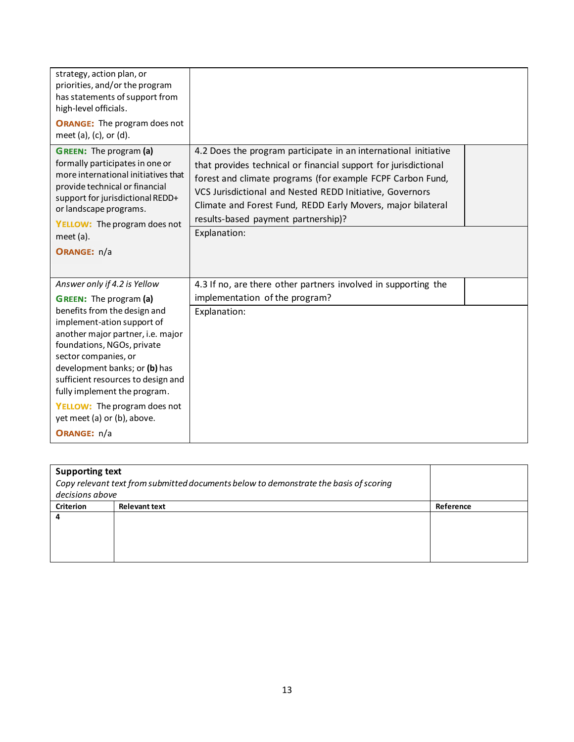| | | |
|---|---|---|
| strategy, action plan, or priorities, and/or the program has statements of support from high-level officials.<br><br>**ORANGE:** The program does not meet (a), (c), or (d). | | |
| **GREEN:** The program **(a)** formally participates in one or more international initiatives that provide technical or financial support for jurisdictional REDD+ or landscape programs.<br><br>**YELLOW:** The program does not meet (a).<br><br>**ORANGE:** n/a | 4.2 Does the program participate in an international initiative that provides technical or financial support for jurisdictional forest and climate programs (for example FCPF Carbon Fund, VCS Jurisdictional and Nested REDD Initiative, Governors Climate and Forest Fund, REDD Early Movers, major bilateral results-based payment partnership)?<br><br>Explanation: | |
| *Answer only if 4.2 is Yellow*<br><br>**GREEN:** The program **(a)** benefits from the design and implement-ation support of another major partner, i.e. major foundations, NGOs, private sector companies, or development banks; or **(b)** has sufficient resources to design and fully implement the program.<br><br>**YELLOW:** The program does not yet meet (a) or (b), above.<br><br>**ORANGE:** n/a | 4.3 If no, are there other partners involved in supporting the implementation of the program?<br><br>Explanation: | |

| **Supporting text**<br>*Copy relevant text from submitted documents below to demonstrate the basis of scoring decisions above* | | |
|---|---|---|
| **Criterion** | **Relevant text** | **Reference** |
| **4** | | |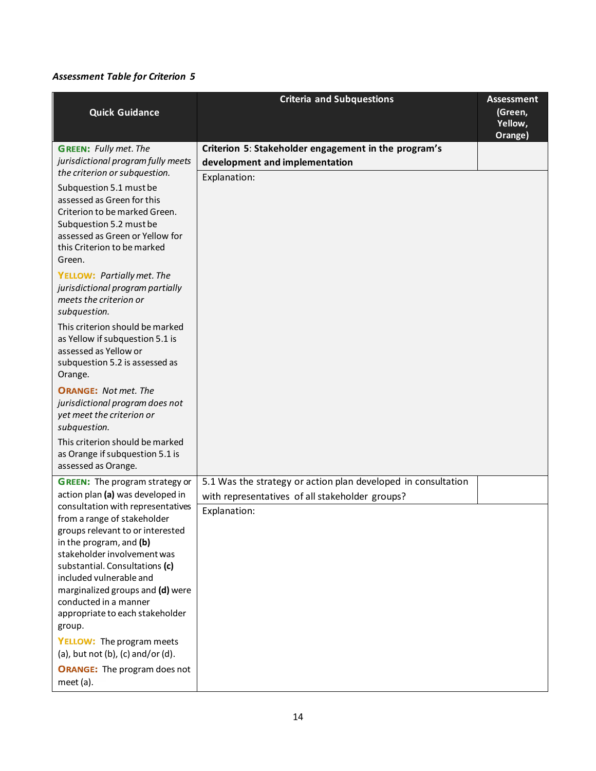*Assessment Table for Criterion 5*

| Quick Guidance | Criteria and Subquestions | Assessment (Green, Yellow, Orange) |
|---|---|---|
| **GREEN:** *Fully met. The jurisdictional program fully meets the criterion or subquestion.*<br><br>Subquestion 5.1 must be assessed as Green for this Criterion to be marked Green. Subquestion 5.2 must be assessed as Green or Yellow for this Criterion to be marked Green.<br><br>**YELLOW:** *Partially met. The jurisdictional program partially meets the criterion or subquestion.*<br><br>This criterion should be marked as Yellow if subquestion 5.1 is assessed as Yellow or subquestion 5.2 is assessed as Orange.<br><br>**ORANGE:** *Not met. The jurisdictional program does not yet meet the criterion or subquestion.*<br><br>This criterion should be marked as Orange if subquestion 5.1 is assessed as Orange. | **Criterion 5: Stakeholder engagement in the program's development and implementation**<br><br>Explanation: | |
| **GREEN:** The program strategy or action plan **(a)** was developed in consultation with representatives from a range of stakeholder groups relevant to or interested in the program, and **(b)** stakeholder involvement was substantial. Consultations **(c)** included vulnerable and marginalized groups and **(d)** were conducted in a manner appropriate to each stakeholder group.<br><br>**YELLOW:** The program meets (a), but not (b), (c) and/or (d).<br><br>**ORANGE:** The program does not meet (a). | 5.1 Was the strategy or action plan developed in consultation with representatives of all stakeholder groups?<br><br>Explanation: | |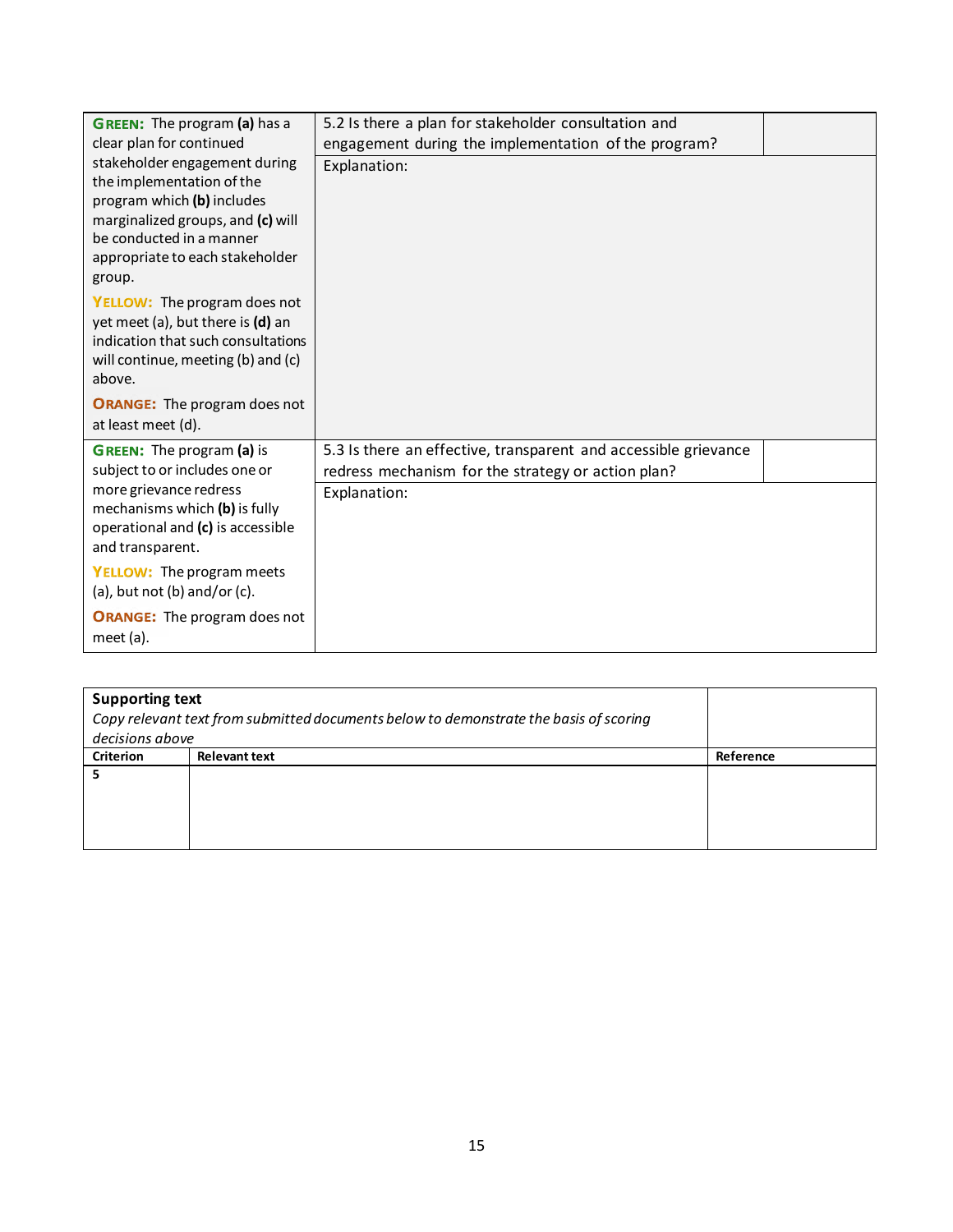| Criteria | Question | Score |
|---|---|---|
| **GREEN:** The program **(a)** has a clear plan for continued stakeholder engagement during the implementation of the program which **(b)** includes marginalized groups, and **(c)** will be conducted in a manner appropriate to each stakeholder group.<br><br>**YELLOW:** The program does not yet meet (a), but there is **(d)** an indication that such consultations will continue, meeting (b) and (c) above.<br><br>**ORANGE:** The program does not at least meet (d). | 5.2 Is there a plan for stakeholder consultation and engagement during the implementation of the program?<br><br>Explanation: | |
| **GREEN:** The program **(a)** is subject to or includes one or more grievance redress mechanisms which **(b)** is fully operational and **(c)** is accessible and transparent.<br><br>**YELLOW:** The program meets (a), but not (b) and/or (c).<br><br>**ORANGE:** The program does not meet (a). | 5.3 Is there an effective, transparent and accessible grievance redress mechanism for the strategy or action plan?<br><br>Explanation: | |

| **Supporting text**<br>*Copy relevant text from submitted documents below to demonstrate the basis of scoring decisions above* | | |
|---|---|---|
| **Criterion** | **Relevant text** | **Reference** |
| **5** | | |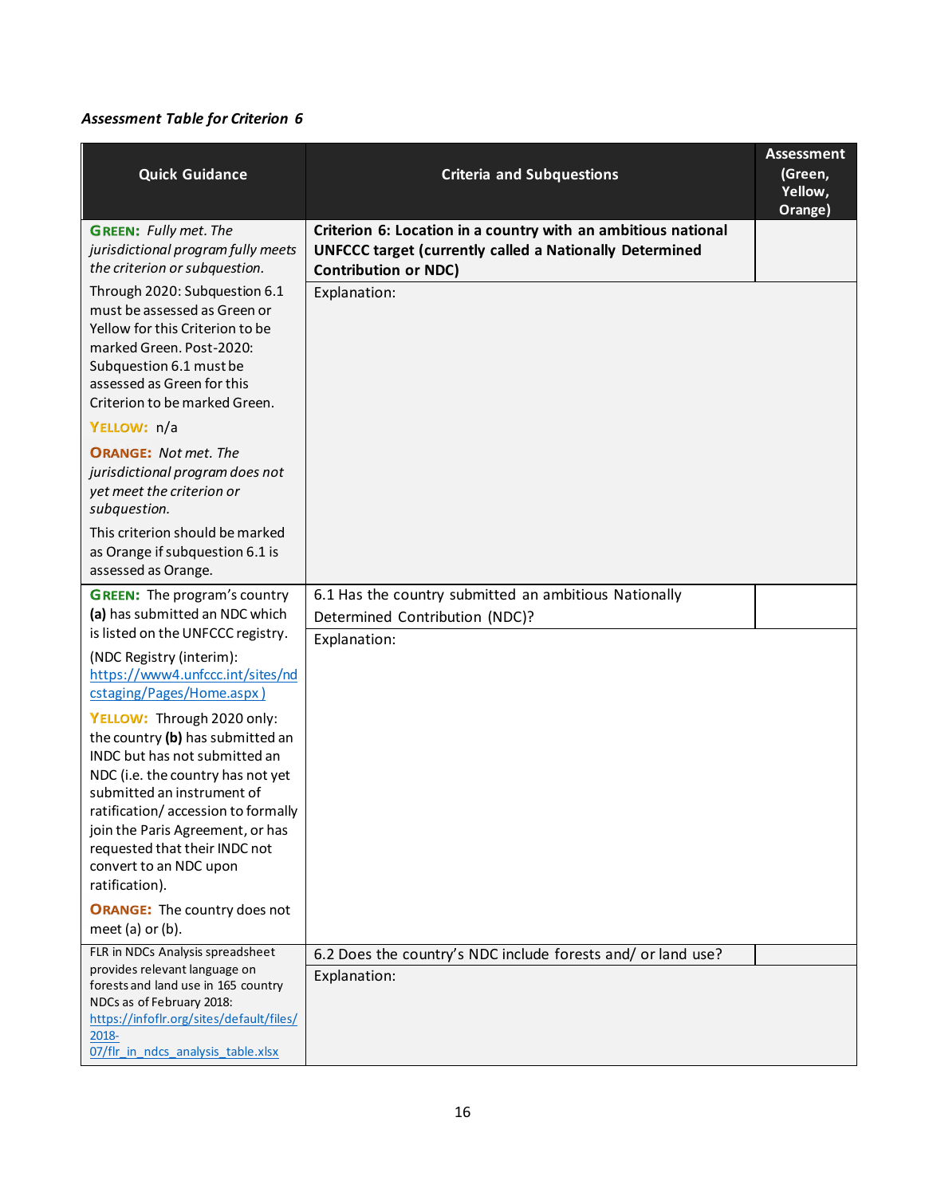*Assessment Table for Criterion 6*

| Quick Guidance | Criteria and Subquestions | Assessment (Green, Yellow, Orange) |
|---|---|---|
| **GREEN:** *Fully met. The jurisdictional program fully meets the criterion or subquestion.*<br><br>Through 2020: Subquestion 6.1 must be assessed as Green or Yellow for this Criterion to be marked Green. Post-2020: Subquestion 6.1 must be assessed as Green for this Criterion to be marked Green.<br><br>**YELLOW:** n/a<br><br>**ORANGE:** *Not met. The jurisdictional program does not yet meet the criterion or subquestion.*<br><br>This criterion should be marked as Orange if subquestion 6.1 is assessed as Orange. | **Criterion 6: Location in a country with an ambitious national UNFCCC target (currently called a Nationally Determined Contribution or NDC)**<br><br>Explanation: | |
| **GREEN:** The program's country **(a)** has submitted an NDC which is listed on the UNFCCC registry.<br><br>(NDC Registry (interim): https://www4.unfccc.int/sites/ndcstaging/Pages/Home.aspx )<br><br>**YELLOW:** Through 2020 only: the country **(b)** has submitted an INDC but has not submitted an NDC (i.e. the country has not yet submitted an instrument of ratification/ accession to formally join the Paris Agreement, or has requested that their INDC not convert to an NDC upon ratification).<br><br>**ORANGE:** The country does not meet (a) or (b). | 6.1 Has the country submitted an ambitious Nationally Determined Contribution (NDC)?<br><br>Explanation: | |
| FLR in NDCs Analysis spreadsheet provides relevant language on forests and land use in 165 country NDCs as of February 2018: https://infoflr.org/sites/default/files/2018-07/flr_in_ndcs_analysis_table.xlsx | 6.2 Does the country's NDC include forests and/ or land use?<br><br>Explanation: | |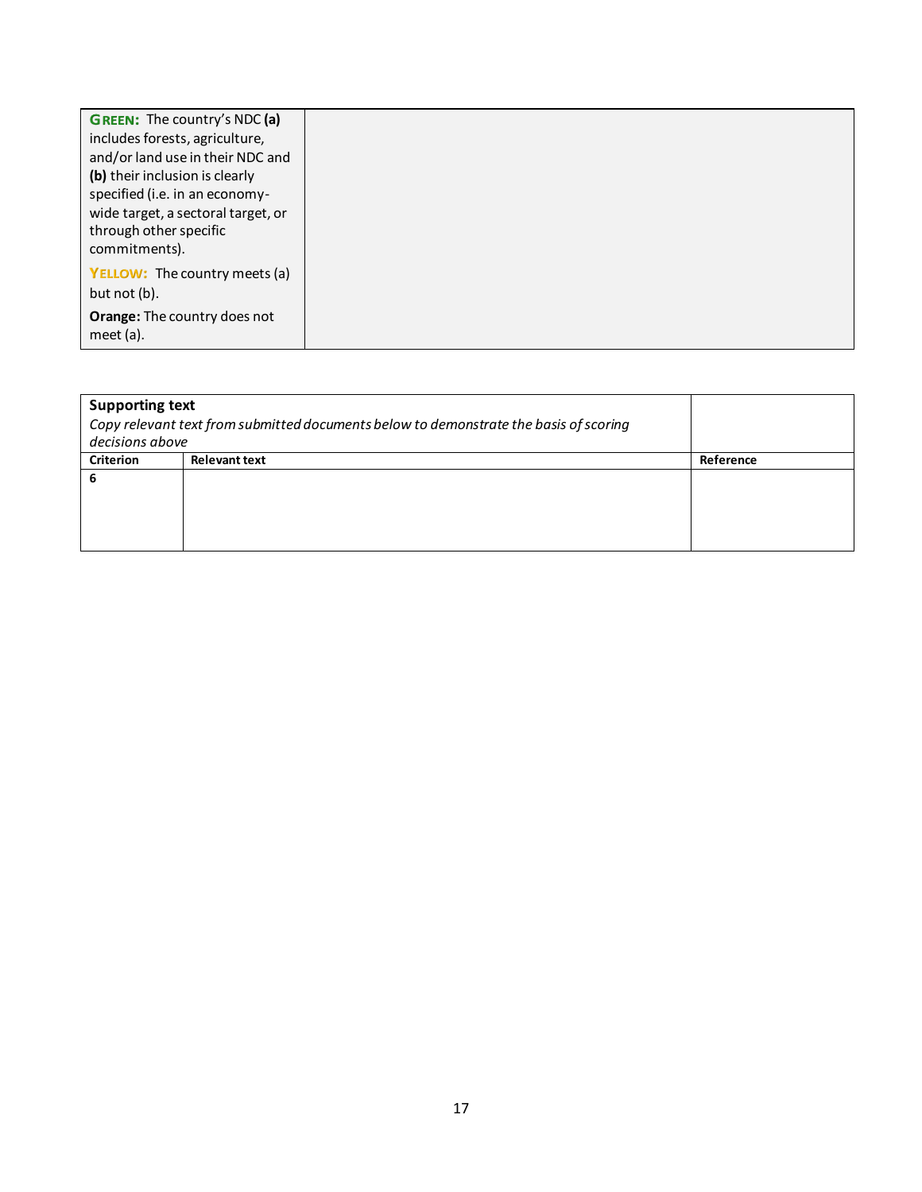| | |
|---|---|
| **GREEN:** The country's NDC **(a)** includes forests, agriculture, and/or land use in their NDC and **(b)** their inclusion is clearly specified (i.e. in an economy-wide target, a sectoral target, or through other specific commitments).<br><br>**YELLOW:** The country meets (a) but not (b).<br><br>**Orange:** The country does not meet (a). | |

| **Supporting text**<br>*Copy relevant text from submitted documents below to demonstrate the basis of scoring decisions above* | | |
|---|---|---|
| **Criterion** | **Relevant text** | **Reference** |
| **6** | | |